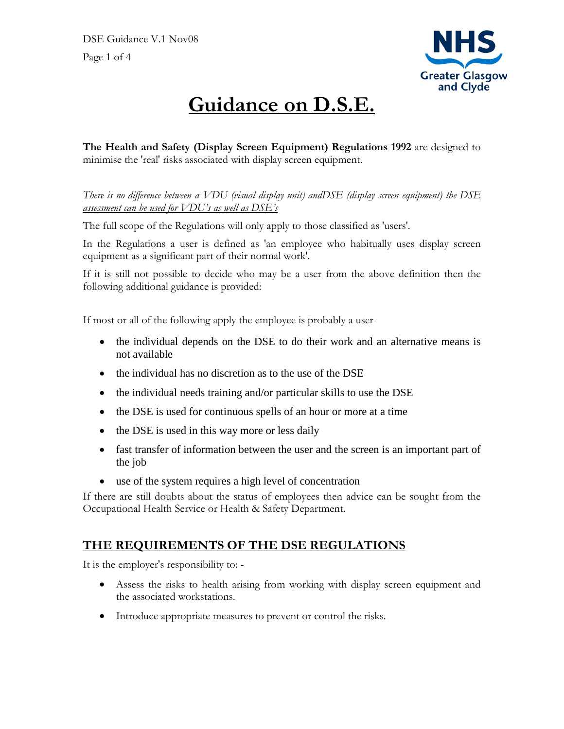# Guidance on D.S.E.

**The Health and Safety (Display Screen Equipment) Regulations 1992** are designed to minimise the 'real' risks associated with display screen equipment.

*There is no difference between a VDU (visual display unit) andDSE (display screen equipment) the DSE assessment can be used for VDU's as well as DSE's*

The full scope of the Regulations will only apply to those classified as 'users'.

In the Regulations a user is defined as 'an employee who habitually uses display screen equipment as a significant part of their normal work'.

If it is still not possible to decide who may be a user from the above definition then the following additional guidance is provided:

If most or all of the following apply the employee is probably a user-

- the individual depends on the DSE to do their work and an alternative means is not available
- the individual has no discretion as to the use of the DSE
- the individual needs training and/or particular skills to use the DSE
- the DSE is used for continuous spells of an hour or more at a time
- the DSE is used in this way more or less daily
- fast transfer of information between the user and the screen is an important part of the job
- use of the system requires a high level of concentration

If there are still doubts about the status of employees then advice can be sought from the Occupational Health Service or Health & Safety Department.

## THE REQUIREMENTS OF THE DSE REGULATIONS

It is the employer's responsibility to: -

- Assess the risks to health arising from working with display screen equipment and the associated workstations.
- Introduce appropriate measures to prevent or control the risks.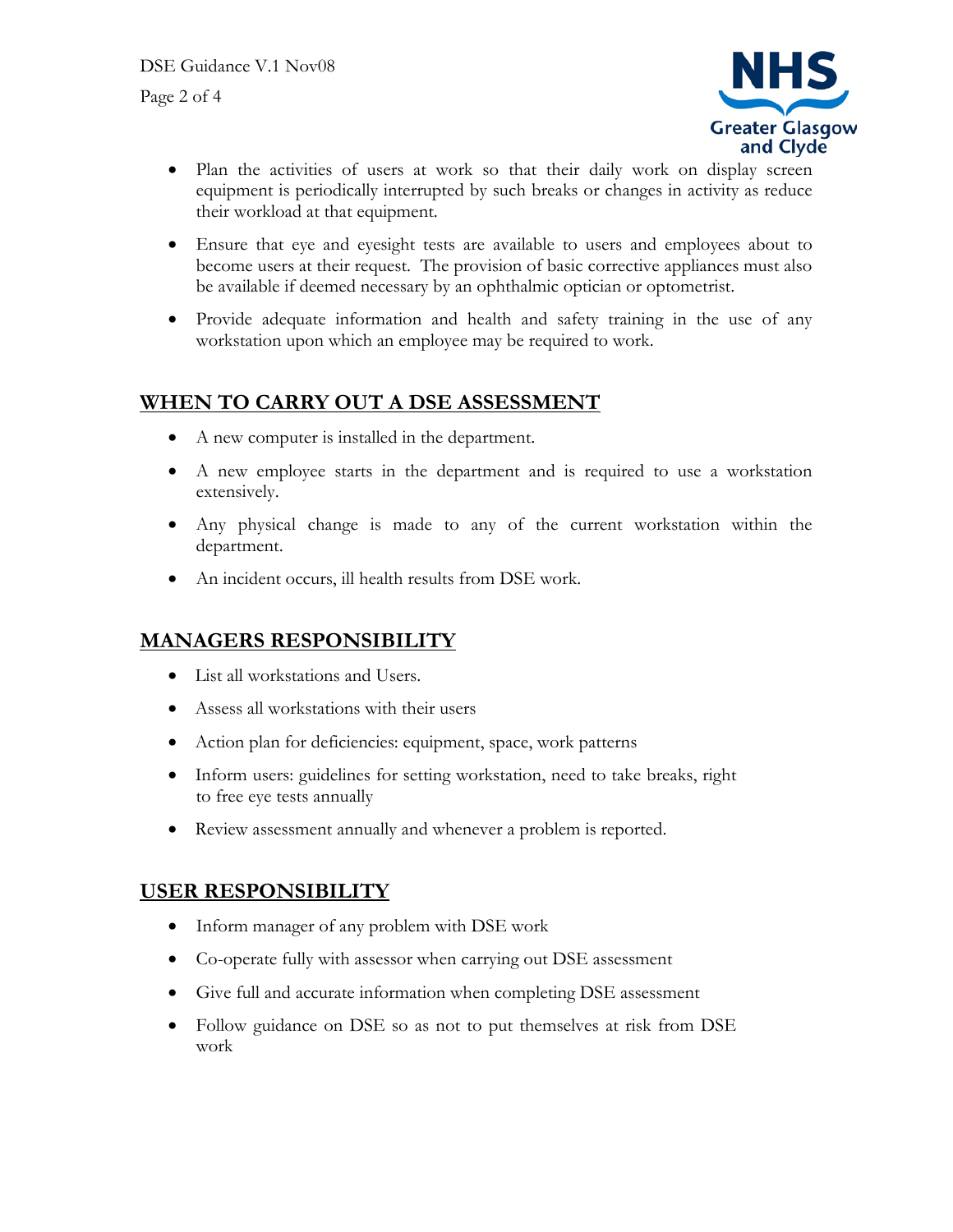- Plan the activities of users at work so that their daily work on display screen equipment is periodically interrupted by such breaks or changes in activity as reduce their workload at that equipment.
- Ensure that eye and eyesight tests are available to users and employees about to become users at their request. The provision of basic corrective appliances must also be available if deemed necessary by an ophthalmic optician or optometrist.
- Provide adequate information and health and safety training in the use of any workstation upon which an employee may be required to work.

## WHEN TO CARRY OUT A DSE ASSESSMENT

- A new computer is installed in the department.
- A new employee starts in the department and is required to use a workstation extensively.
- Any physical change is made to any of the current workstation within the department.
- An incident occurs, ill health results from DSE work.

## MANAGERS RESPONSIBILITY

- List all workstations and Users.
- Assess all workstations with their users
- Action plan for deficiencies: equipment, space, work patterns
- Inform users: guidelines for setting workstation, need to take breaks, right to free eye tests annually
- Review assessment annually and whenever a problem is reported.

## USER RESPONSIBILITY

- Inform manager of any problem with DSE work
- Co-operate fully with assessor when carrying out DSE assessment
- Give full and accurate information when completing DSE assessment
- Follow guidance on DSE so as not to put themselves at risk from DSE work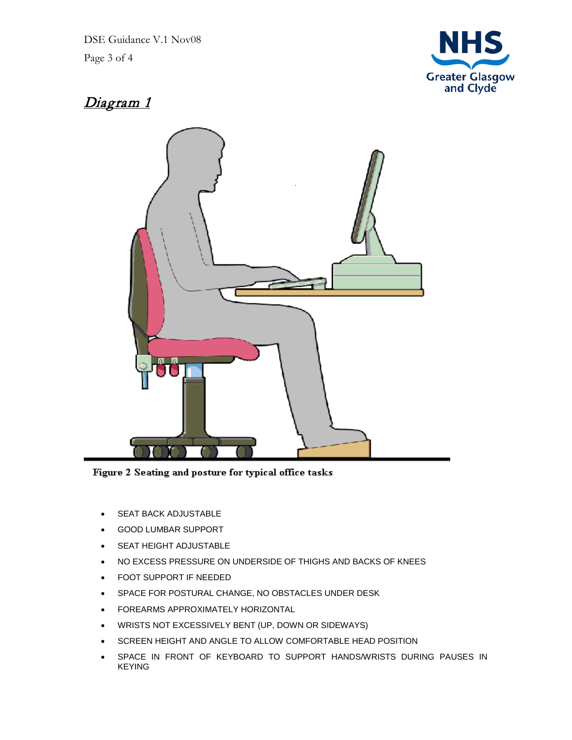## *Diagram 1*

**Figure 2 Seating and posture for typical office tasks**

- SEAT BACK ADJUSTABLE
- GOOD LUMBAR SUPPORT
- SEAT HEIGHT ADJUSTABLE
- NO EXCESS PRESSURE ON UNDERSIDE OF THIGHS AND BACKS OF KNEES
- FOOT SUPPORT IF NEEDED
- SPACE FOR POSTURAL CHANGE, NO OBSTACLES UNDER DESK
- FOREARMS APPROXIMATELY HORIZONTAL
- WRISTS NOT EXCESSIVELY BENT (UP, DOWN OR SIDEWAYS)
- SCREEN HEIGHT AND ANGLE TO ALLOW COMFORTABLE HEAD POSITION
- SPACE IN FRONT OF KEYBOARD TO SUPPORT HANDS/WRISTS DURING PAUSES IN KEYING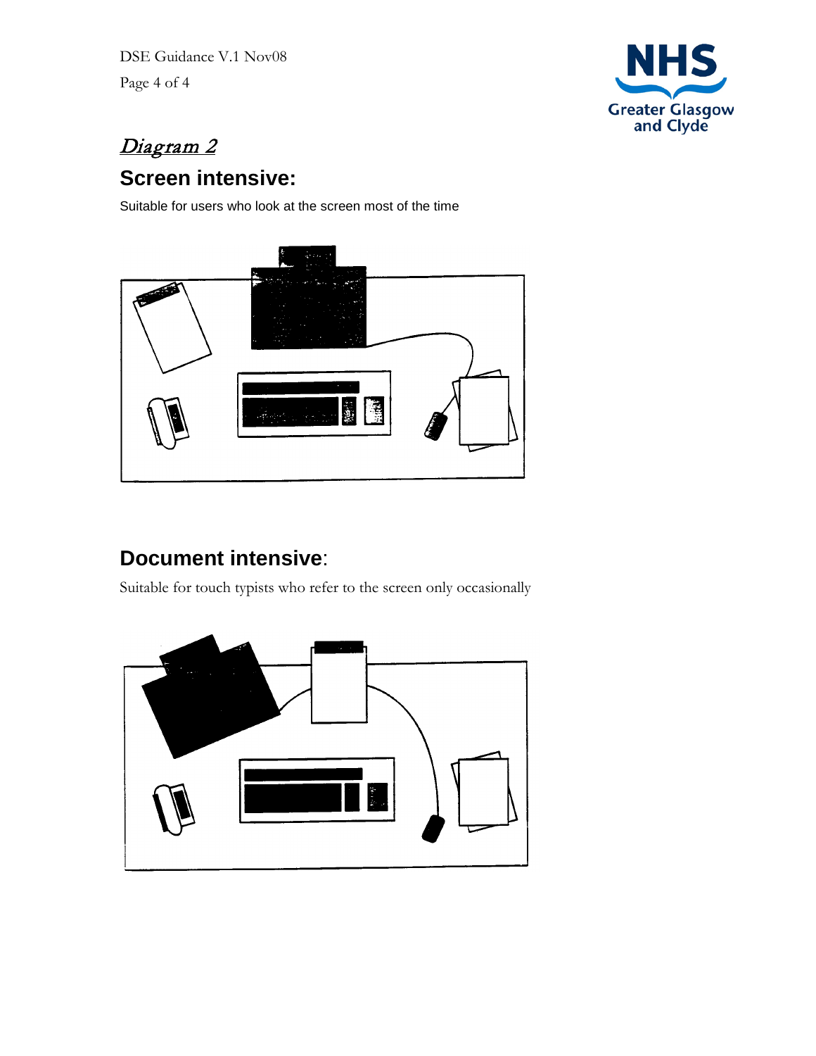*Diagram 2*

## Screen intensive:

Suitable for users who look at the screen most of the time

## Document intensive:

Suitable for touch typists who refer to the screen only occasionally